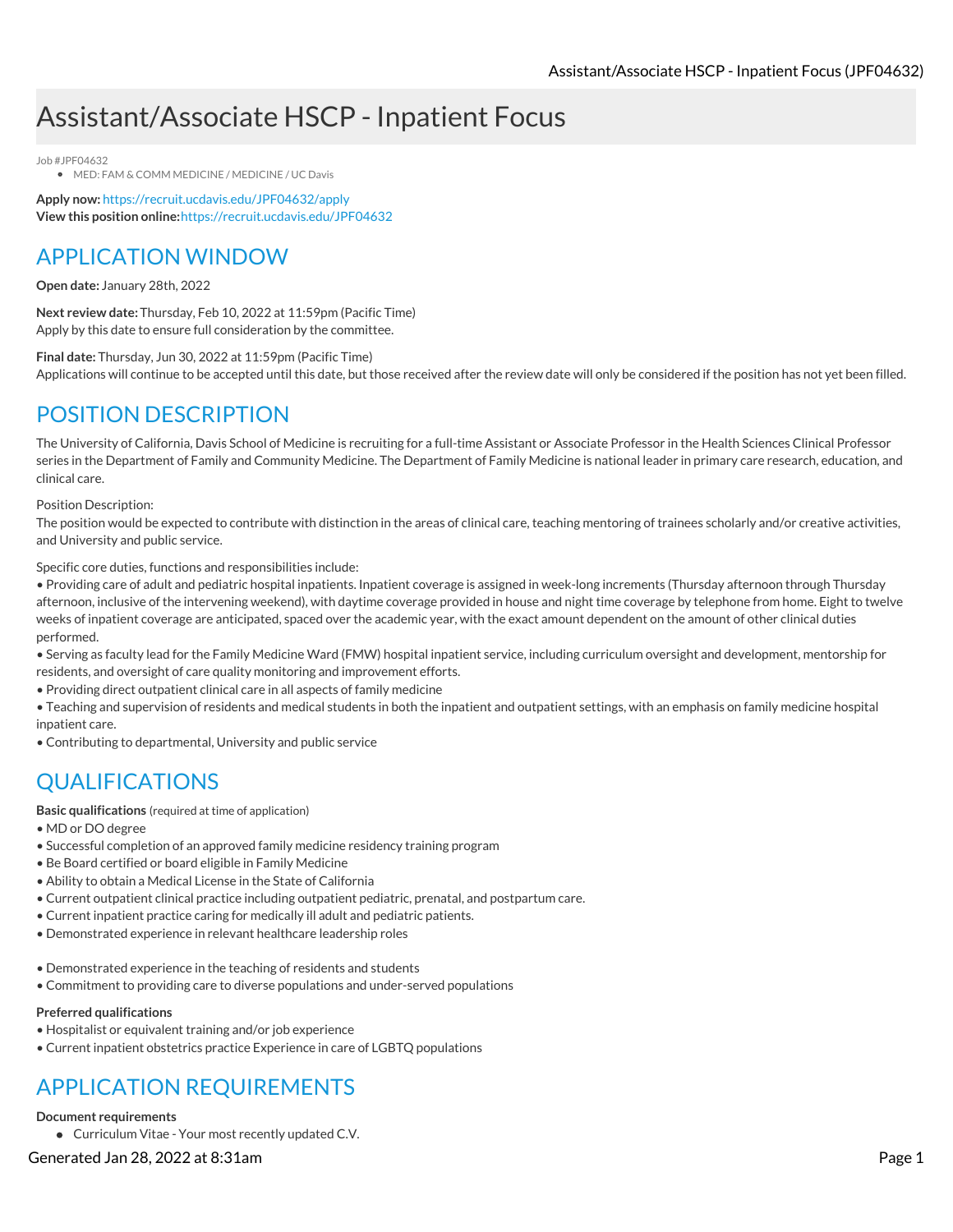# Assistant/Associate HSCP - Inpatient Focus

Job #JPF04632

- MED: FAM & COMM MEDICINE / MEDICINE / UC Davis

**Apply now:** https://recruit.ucdavis.edu/JPF04632/apply
**View this position online:** https://recruit.ucdavis.edu/JPF04632

## APPLICATION WINDOW

**Open date:** January 28th, 2022

**Next review date:** Thursday, Feb 10, 2022 at 11:59pm (Pacific Time)
Apply by this date to ensure full consideration by the committee.

**Final date:** Thursday, Jun 30, 2022 at 11:59pm (Pacific Time)
Applications will continue to be accepted until this date, but those received after the review date will only be considered if the position has not yet been filled.

## POSITION DESCRIPTION

The University of California, Davis School of Medicine is recruiting for a full-time Assistant or Associate Professor in the Health Sciences Clinical Professor series in the Department of Family and Community Medicine. The Department of Family Medicine is national leader in primary care research, education, and clinical care.

Position Description:
The position would be expected to contribute with distinction in the areas of clinical care, teaching mentoring of trainees scholarly and/or creative activities, and University and public service.

Specific core duties, functions and responsibilities include:
• Providing care of adult and pediatric hospital inpatients. Inpatient coverage is assigned in week-long increments (Thursday afternoon through Thursday afternoon, inclusive of the intervening weekend), with daytime coverage provided in house and night time coverage by telephone from home. Eight to twelve weeks of inpatient coverage are anticipated, spaced over the academic year, with the exact amount dependent on the amount of other clinical duties performed.
• Serving as faculty lead for the Family Medicine Ward (FMW) hospital inpatient service, including curriculum oversight and development, mentorship for residents, and oversight of care quality monitoring and improvement efforts.
• Providing direct outpatient clinical care in all aspects of family medicine
• Teaching and supervision of residents and medical students in both the inpatient and outpatient settings, with an emphasis on family medicine hospital inpatient care.
• Contributing to departmental, University and public service

## QUALIFICATIONS

**Basic qualifications** (required at time of application)
• MD or DO degree
• Successful completion of an approved family medicine residency training program
• Be Board certified or board eligible in Family Medicine
• Ability to obtain a Medical License in the State of California
• Current outpatient clinical practice including outpatient pediatric, prenatal, and postpartum care.
• Current inpatient practice caring for medically ill adult and pediatric patients.
• Demonstrated experience in relevant healthcare leadership roles

• Demonstrated experience in the teaching of residents and students
• Commitment to providing care to diverse populations and under-served populations

**Preferred qualifications**
• Hospitalist or equivalent training and/or job experience
• Current inpatient obstetrics practice Experience in care of LGBTQ populations

## APPLICATION REQUIREMENTS

**Document requirements**

- Curriculum Vitae - Your most recently updated C.V.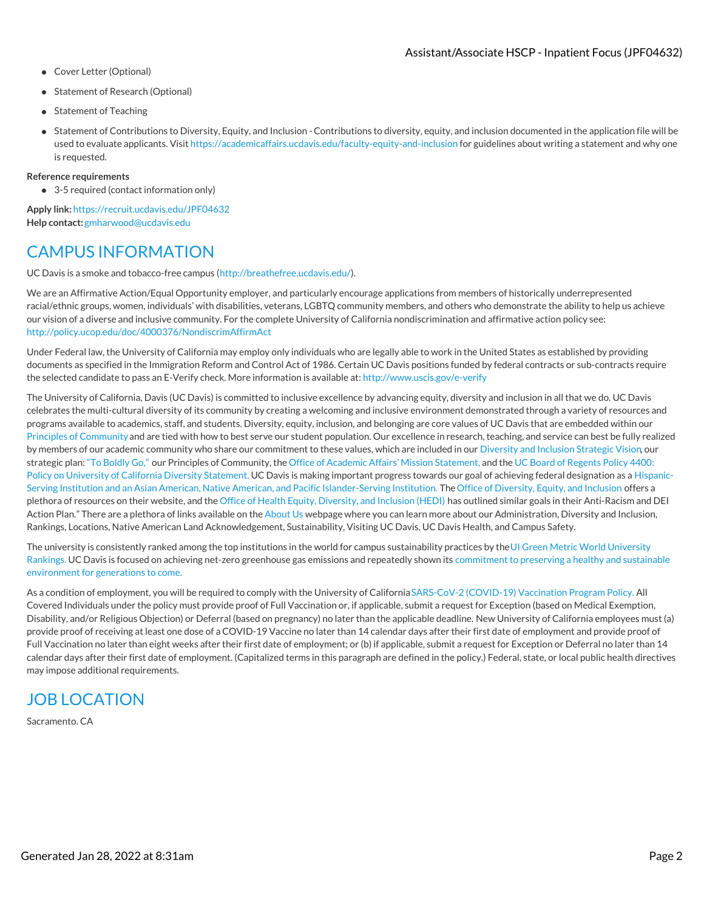- Cover Letter (Optional)
- Statement of Research (Optional)
- Statement of Teaching
- Statement of Contributions to Diversity, Equity, and Inclusion - Contributions to diversity, equity, and inclusion documented in the application file will be used to evaluate applicants. Visit https://academicaffairs.ucdavis.edu/faculty-equity-and-inclusion for guidelines about writing a statement and why one is requested.

**Reference requirements**

- 3-5 required (contact information only)

**Apply link:** https://recruit.ucdavis.edu/JPF04632
**Help contact:** gmharwood@ucdavis.edu

## CAMPUS INFORMATION

UC Davis is a smoke and tobacco-free campus (http://breathefree.ucdavis.edu/).

We are an Affirmative Action/Equal Opportunity employer, and particularly encourage applications from members of historically underrepresented racial/ethnic groups, women, individuals' with disabilities, veterans, LGBTQ community members, and others who demonstrate the ability to help us achieve our vision of a diverse and inclusive community. For the complete University of California nondiscrimination and affirmative action policy see: http://policy.ucop.edu/doc/4000376/NondiscrimAffirmAct

Under Federal law, the University of California may employ only individuals who are legally able to work in the United States as established by providing documents as specified in the Immigration Reform and Control Act of 1986. Certain UC Davis positions funded by federal contracts or sub-contracts require the selected candidate to pass an E-Verify check. More information is available at: http://www.uscis.gov/e-verify

The University of California, Davis (UC Davis) is committed to inclusive excellence by advancing equity, diversity and inclusion in all that we do. UC Davis celebrates the multi-cultural diversity of its community by creating a welcoming and inclusive environment demonstrated through a variety of resources and programs available to academics, staff, and students. Diversity, equity, inclusion, and belonging are core values of UC Davis that are embedded within our Principles of Community and are tied with how to best serve our student population. Our excellence in research, teaching, and service can best be fully realized by members of our academic community who share our commitment to these values, which are included in our Diversity and Inclusion Strategic Vision, our strategic plan: "To Boldly Go," our Principles of Community, the Office of Academic Affairs' Mission Statement, and the UC Board of Regents Policy 4400: Policy on University of California Diversity Statement. UC Davis is making important progress towards our goal of achieving federal designation as a Hispanic-Serving Institution and an Asian American, Native American, and Pacific Islander-Serving Institution. The Office of Diversity, Equity, and Inclusion offers a plethora of resources on their website, and the Office of Health Equity, Diversity, and Inclusion (HEDI) has outlined similar goals in their Anti-Racism and DEI Action Plan." There are a plethora of links available on the About Us webpage where you can learn more about our Administration, Diversity and Inclusion, Rankings, Locations, Native American Land Acknowledgement, Sustainability, Visiting UC Davis, UC Davis Health, and Campus Safety.

The university is consistently ranked among the top institutions in the world for campus sustainability practices by the UI Green Metric World University Rankings. UC Davis is focused on achieving net-zero greenhouse gas emissions and repeatedly shown its commitment to preserving a healthy and sustainable environment for generations to come.

As a condition of employment, you will be required to comply with the University of California SARS-CoV-2 (COVID-19) Vaccination Program Policy. All Covered Individuals under the policy must provide proof of Full Vaccination or, if applicable, submit a request for Exception (based on Medical Exemption, Disability, and/or Religious Objection) or Deferral (based on pregnancy) no later than the applicable deadline. New University of California employees must (a) provide proof of receiving at least one dose of a COVID-19 Vaccine no later than 14 calendar days after their first date of employment and provide proof of Full Vaccination no later than eight weeks after their first date of employment; or (b) if applicable, submit a request for Exception or Deferral no later than 14 calendar days after their first date of employment. (Capitalized terms in this paragraph are defined in the policy.) Federal, state, or local public health directives may impose additional requirements.

## JOB LOCATION

Sacramento. CA